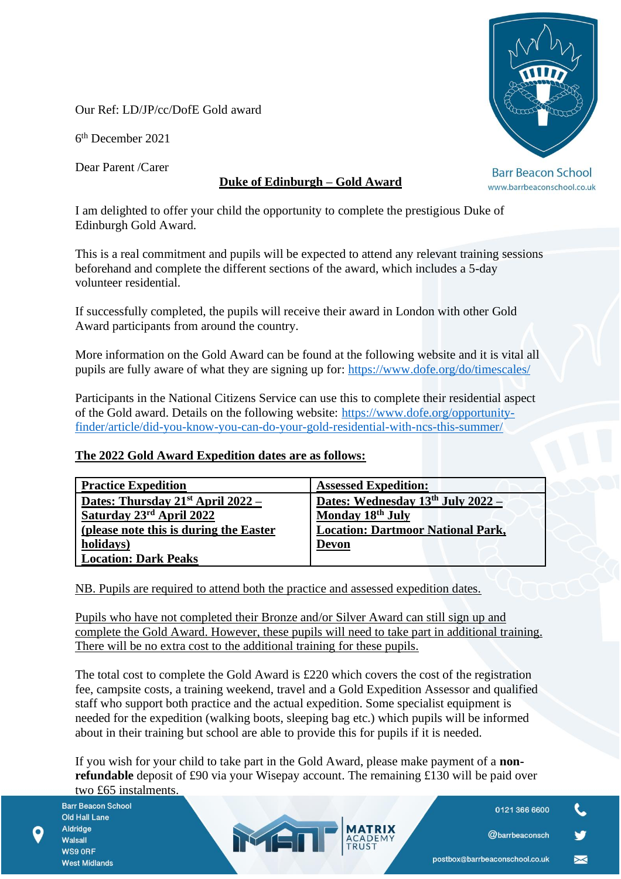Our Ref: LD/JP/cc/DofE Gold award

6th December 2021

Dear Parent /Carer

## Duke of Edinburgh – Gold Award

I am delighted to offer your child the opportunity to complete the prestigious Duke of Edinburgh Gold Award.

This is a real commitment and pupils will be expected to attend any relevant training sessions beforehand and complete the different sections of the award, which includes a 5-day volunteer residential.

If successfully completed, the pupils will receive their award in London with other Gold Award participants from around the country.

More information on the Gold Award can be found at the following website and it is vital all pupils are fully aware of what they are signing up for: https://www.dofe.org/do/timescales/

Participants in the National Citizens Service can use this to complete their residential aspect of the Gold award. Details on the following website: https://www.dofe.org/opportunity-finder/article/did-you-know-you-can-do-your-gold-residential-with-ncs-this-summer/

**The 2022 Gold Award Expedition dates are as follows:**

| **Practice Expedition** | **Assessed Expedition:** |
| --- | --- |
| **Dates: Thursday 21st April 2022 – Saturday 23rd April 2022 (please note this is during the Easter holidays) Location: Dark Peaks** | **Dates: Wednesday 13th July 2022 – Monday 18th July Location: Dartmoor National Park, Devon** |

NB. Pupils are required to attend both the practice and assessed expedition dates.

Pupils who have not completed their Bronze and/or Silver Award can still sign up and complete the Gold Award. However, these pupils will need to take part in additional training. There will be no extra cost to the additional training for these pupils.

The total cost to complete the Gold Award is £220 which covers the cost of the registration fee, campsite costs, a training weekend, travel and a Gold Expedition Assessor and qualified staff who support both practice and the actual expedition. Some specialist equipment is needed for the expedition (walking boots, sleeping bag etc.) which pupils will be informed about in their training but school are able to provide this for pupils if it is needed.

If you wish for your child to take part in the Gold Award, please make payment of a **non-refundable** deposit of £90 via your Wisepay account. The remaining £130 will be paid over two £65 instalments.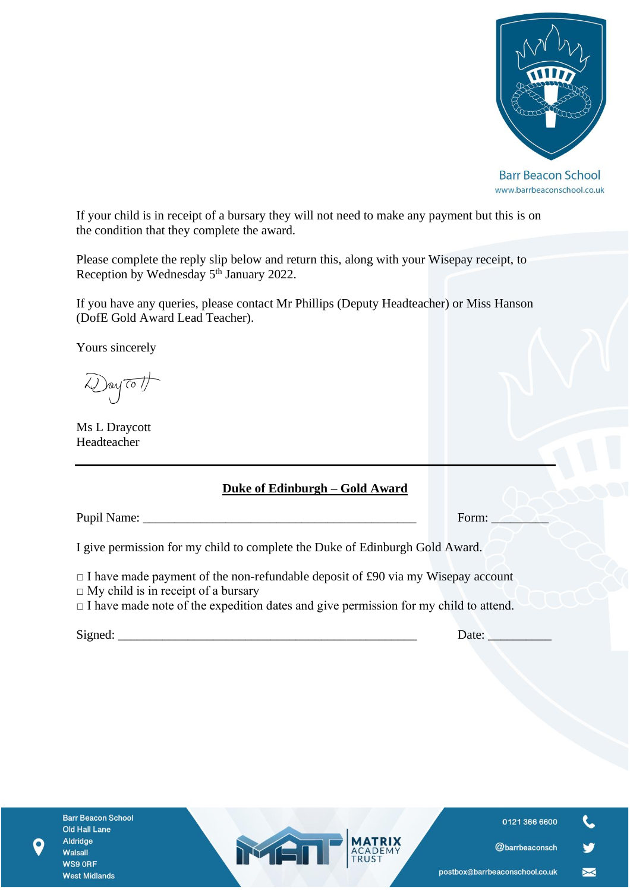If your child is in receipt of a bursary they will not need to make any payment but this is on the condition that they complete the award.

Please complete the reply slip below and return this, along with your Wisepay receipt, to Reception by Wednesday 5th January 2022.

If you have any queries, please contact Mr Phillips (Deputy Headteacher) or Miss Hanson (DofE Gold Award Lead Teacher).

Yours sincerely

Ms L Draycott
Headteacher

---

## Duke of Edinburgh – Gold Award

Pupil Name: ______________________________________________ Form: ________

I give permission for my child to complete the Duke of Edinburgh Gold Award.

□ I have made payment of the non-refundable deposit of £90 via my Wisepay account
□ My child is in receipt of a bursary
□ I have made note of the expedition dates and give permission for my child to attend.

Signed: __________________________________________________ Date: __________